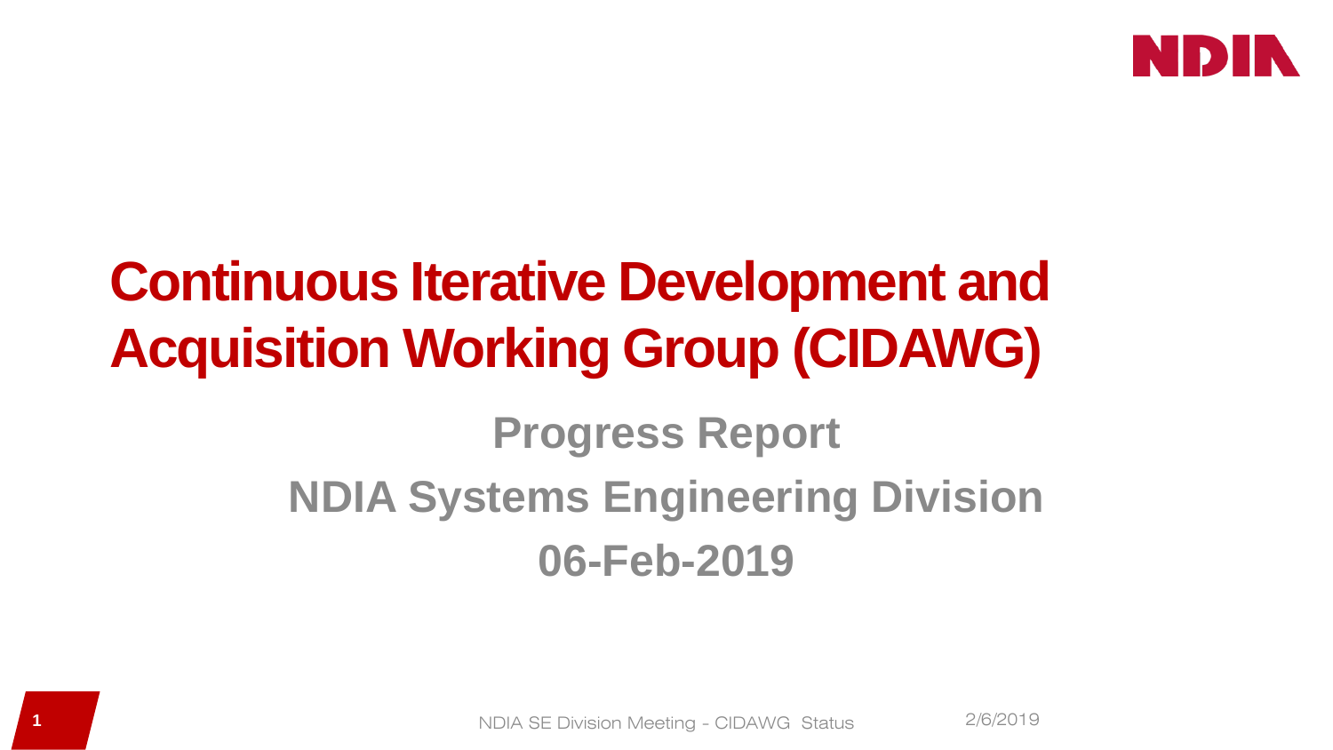# Continuous Iterative Development and Acquisition Working Group (CIDAWG)

## Progress Report

## NDIA Systems Engineering Division

## 06-Feb-2019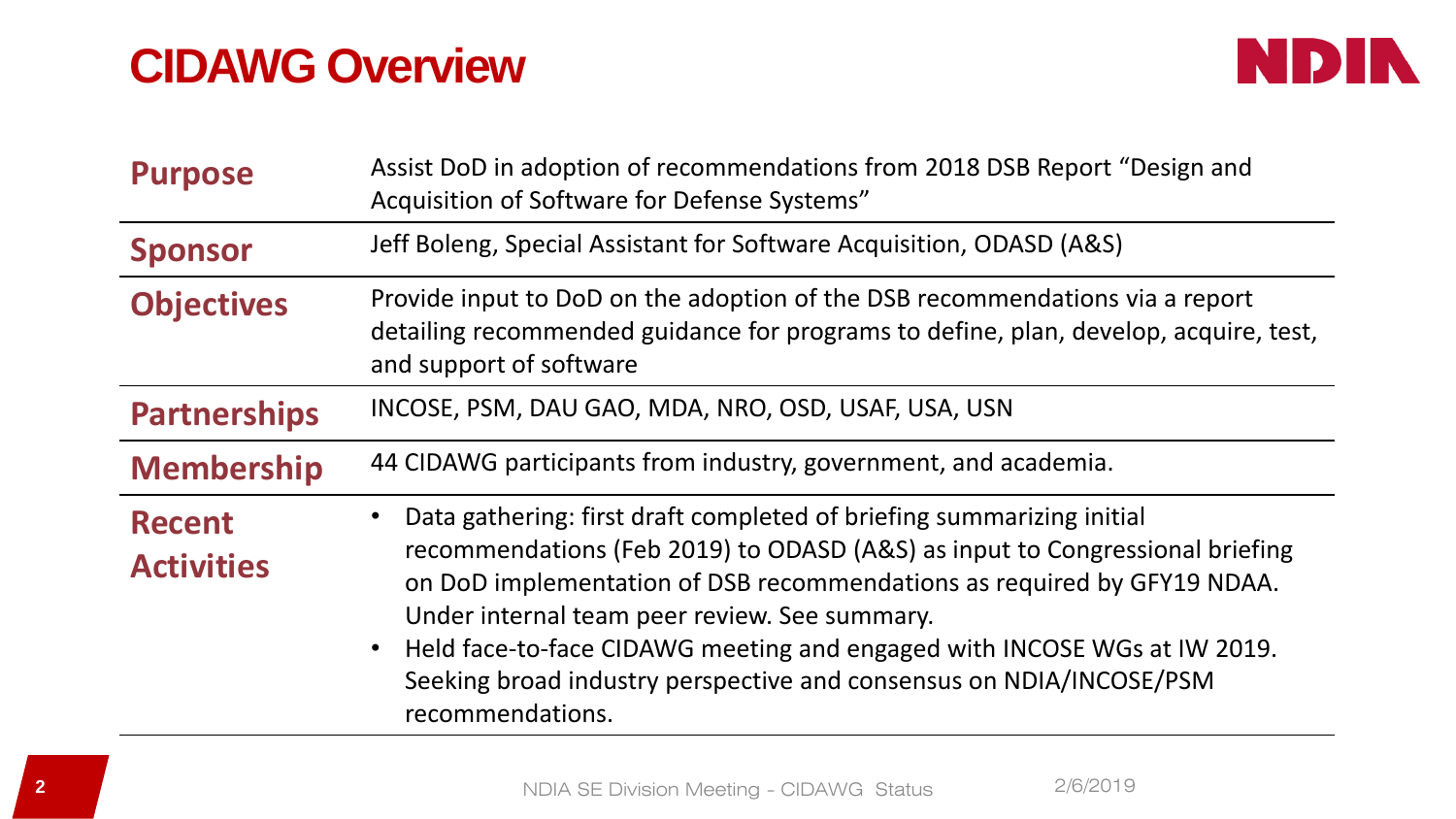# CIDAWG Overview

| | |
|---|---|
| **Purpose** | Assist DoD in adoption of recommendations from 2018 DSB Report "Design and Acquisition of Software for Defense Systems" |
| **Sponsor** | Jeff Boleng, Special Assistant for Software Acquisition, ODASD (A&S) |
| **Objectives** | Provide input to DoD on the adoption of the DSB recommendations via a report detailing recommended guidance for programs to define, plan, develop, acquire, test, and support of software |
| **Partnerships** | INCOSE, PSM, DAU GAO, MDA, NRO, OSD, USAF, USA, USN |
| **Membership** | 44 CIDAWG participants from industry, government, and academia. |
| **Recent Activities** | • Data gathering: first draft completed of briefing summarizing initial recommendations (Feb 2019) to ODASD (A&S) as input to Congressional briefing on DoD implementation of DSB recommendations as required by GFY19 NDAA. Under internal team peer review. See summary.<br>• Held face-to-face CIDAWG meeting and engaged with INCOSE WGs at IW 2019. Seeking broad industry perspective and consensus on NDIA/INCOSE/PSM recommendations. |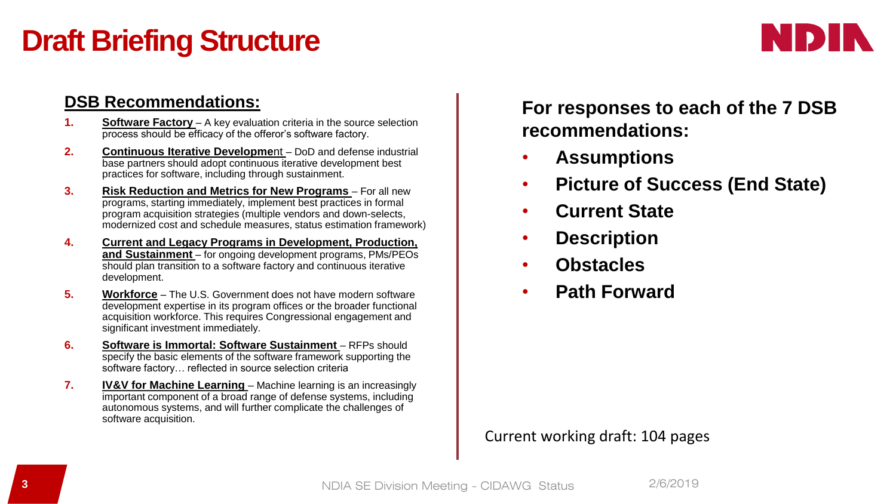# Draft Briefing Structure

**DSB Recommendations:**

1. **Software Factory** – A key evaluation criteria in the source selection process should be efficacy of the offeror's software factory.
2. **Continuous Iterative Development** – DoD and defense industrial base partners should adopt continuous iterative development best practices for software, including through sustainment.
3. **Risk Reduction and Metrics for New Programs** – For all new programs, starting immediately, implement best practices in formal program acquisition strategies (multiple vendors and down-selects, modernized cost and schedule measures, status estimation framework)
4. **Current and Legacy Programs in Development, Production, and Sustainment** – for ongoing development programs, PMs/PEOs should plan transition to a software factory and continuous iterative development.
5. **Workforce** – The U.S. Government does not have modern software development expertise in its program offices or the broader functional acquisition workforce. This requires Congressional engagement and significant investment immediately.
6. **Software is Immortal: Software Sustainment** – RFPs should specify the basic elements of the software framework supporting the software factory… reflected in source selection criteria
7. **IV&V for Machine Learning** – Machine learning is an increasingly important component of a broad range of defense systems, including autonomous systems, and will further complicate the challenges of software acquisition.

**For responses to each of the 7 DSB recommendations:**

- **Assumptions**
- **Picture of Success (End State)**
- **Current State**
- **Description**
- **Obstacles**
- **Path Forward**

Current working draft: 104 pages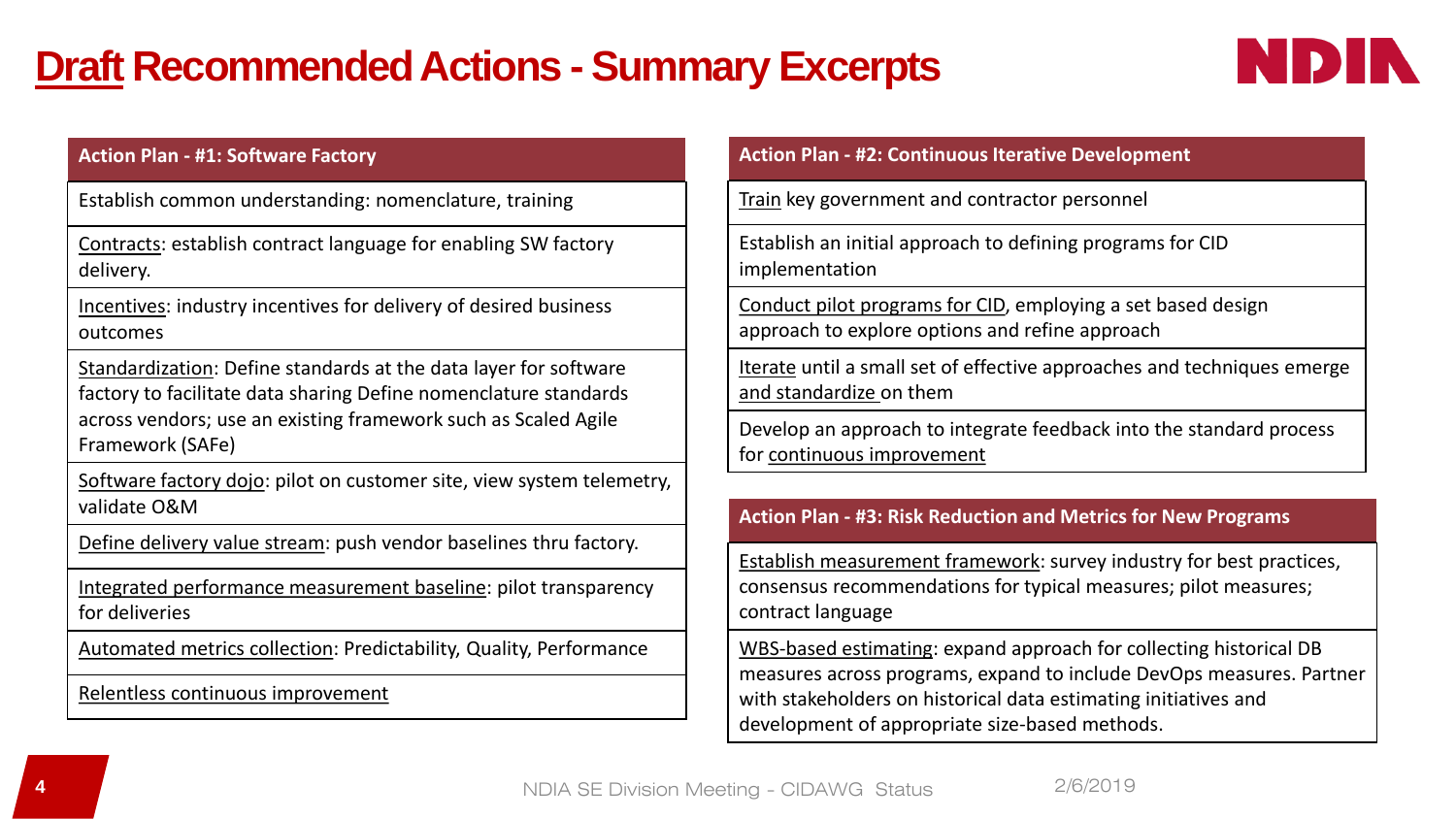# Draft Recommended Actions - Summary Excerpts

| Action Plan - #1: Software Factory |
| --- |
| Establish common understanding: nomenclature, training |
| Contracts: establish contract language for enabling SW factory delivery. |
| Incentives: industry incentives for delivery of desired business outcomes |
| Standardization: Define standards at the data layer for software factory to facilitate data sharing Define nomenclature standards across vendors; use an existing framework such as Scaled Agile Framework (SAFe) |
| Software factory dojo: pilot on customer site, view system telemetry, validate O&M |
| Define delivery value stream: push vendor baselines thru factory. |
| Integrated performance measurement baseline: pilot transparency for deliveries |
| Automated metrics collection: Predictability, Quality, Performance |
| Relentless continuous improvement |

| Action Plan - #2: Continuous Iterative Development |
| --- |
| Train key government and contractor personnel |
| Establish an initial approach to defining programs for CID implementation |
| Conduct pilot programs for CID, employing a set based design approach to explore options and refine approach |
| Iterate until a small set of effective approaches and techniques emerge and standardize on them |
| Develop an approach to integrate feedback into the standard process for continuous improvement |

| Action Plan - #3: Risk Reduction and Metrics for New Programs |
| --- |
| Establish measurement framework: survey industry for best practices, consensus recommendations for typical measures; pilot measures; contract language |
| WBS-based estimating: expand approach for collecting historical DB measures across programs, expand to include DevOps measures. Partner with stakeholders on historical data estimating initiatives and development of appropriate size-based methods. |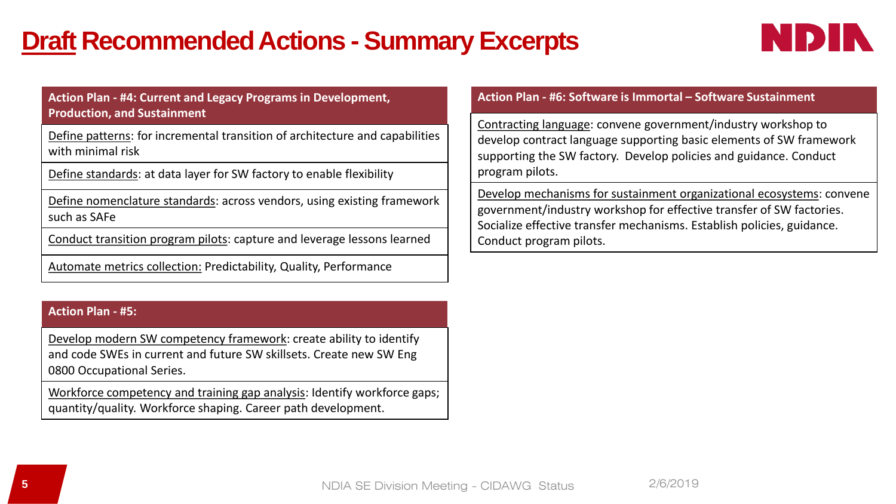# Draft Recommended Actions - Summary Excerpts

NDIA

| Action Plan - #4: Current and Legacy Programs in Development, Production, and Sustainment |
| --- |
| Define patterns: for incremental transition of architecture and capabilities with minimal risk |
| Define standards: at data layer for SW factory to enable flexibility |
| Define nomenclature standards: across vendors, using existing framework such as SAFe |
| Conduct transition program pilots: capture and leverage lessons learned |
| Automate metrics collection: Predictability, Quality, Performance |

| Action Plan - #5: |
| --- |
| Develop modern SW competency framework: create ability to identify and code SWEs in current and future SW skillsets. Create new SW Eng 0800 Occupational Series. |
| Workforce competency and training gap analysis: Identify workforce gaps; quantity/quality. Workforce shaping. Career path development. |

| Action Plan - #6: Software is Immortal – Software Sustainment |
| --- |
| Contracting language: convene government/industry workshop to develop contract language supporting basic elements of SW framework supporting the SW factory. Develop policies and guidance. Conduct program pilots. |
| Develop mechanisms for sustainment organizational ecosystems: convene government/industry workshop for effective transfer of SW factories. Socialize effective transfer mechanisms. Establish policies, guidance. Conduct program pilots. |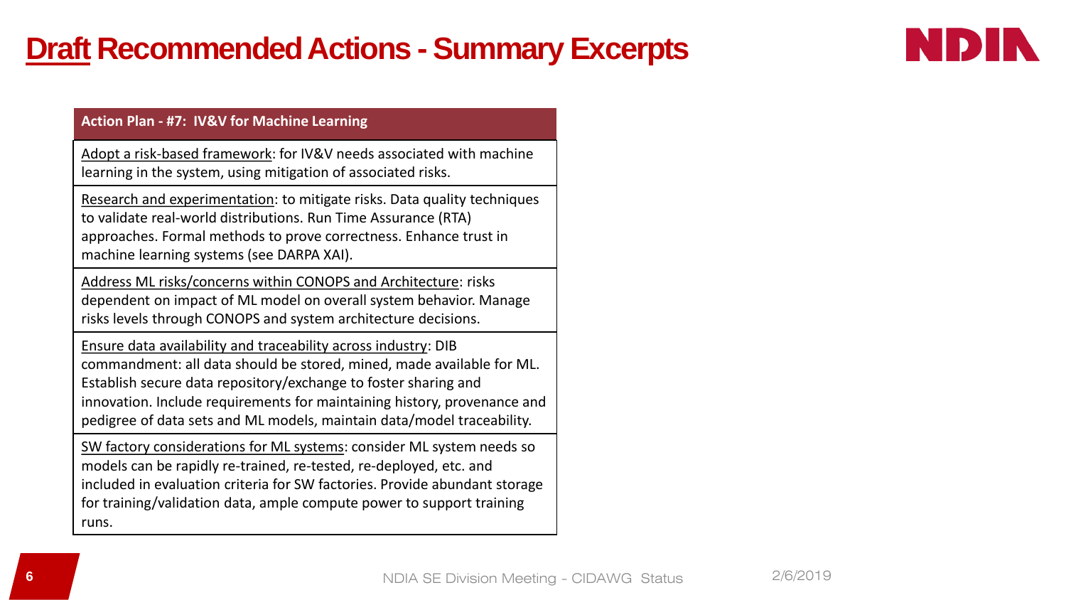# Draft Recommended Actions - Summary Excerpts

NDIA

| Action Plan - #7: IV&V for Machine Learning |
| --- |
| Adopt a risk-based framework: for IV&V needs associated with machine learning in the system, using mitigation of associated risks. |
| Research and experimentation: to mitigate risks. Data quality techniques to validate real-world distributions. Run Time Assurance (RTA) approaches. Formal methods to prove correctness. Enhance trust in machine learning systems (see DARPA XAI). |
| Address ML risks/concerns within CONOPS and Architecture: risks dependent on impact of ML model on overall system behavior. Manage risks levels through CONOPS and system architecture decisions. |
| Ensure data availability and traceability across industry: DIB commandment: all data should be stored, mined, made available for ML. Establish secure data repository/exchange to foster sharing and innovation. Include requirements for maintaining history, provenance and pedigree of data sets and ML models, maintain data/model traceability. |
| SW factory considerations for ML systems: consider ML system needs so models can be rapidly re-trained, re-tested, re-deployed, etc. and included in evaluation criteria for SW factories. Provide abundant storage for training/validation data, ample compute power to support training runs. |